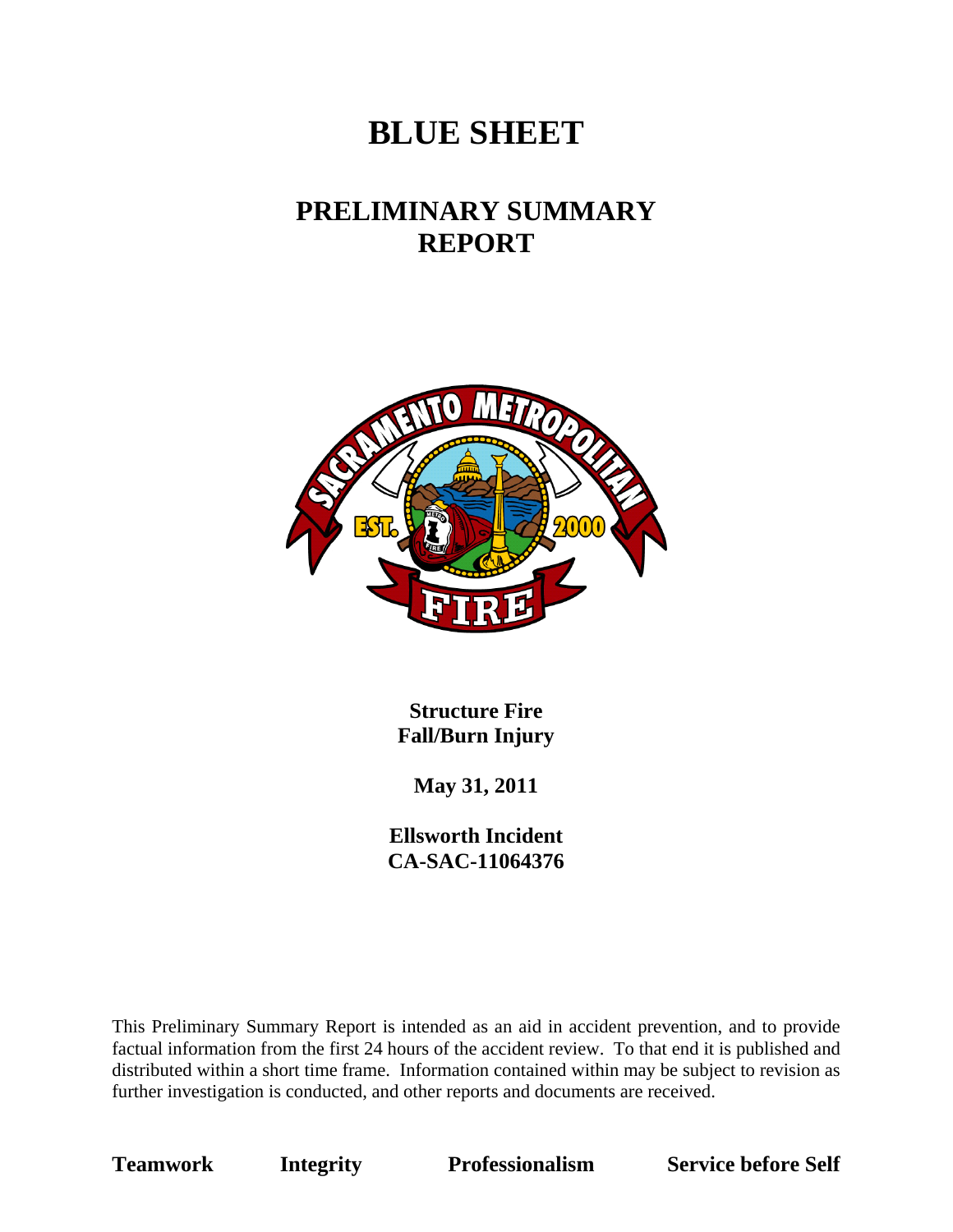# BLUE SHEET

## PRELIMINARY SUMMARY REPORT

**Structure Fire**
**Fall/Burn Injury**

**May 31, 2011**

**Ellsworth Incident**
**CA-SAC-11064376**

This Preliminary Summary Report is intended as an aid in accident prevention, and to provide factual information from the first 24 hours of the accident review. To that end it is published and distributed within a short time frame. Information contained within may be subject to revision as further investigation is conducted, and other reports and documents are received.

**Teamwork** **Integrity** **Professionalism** **Service before Self**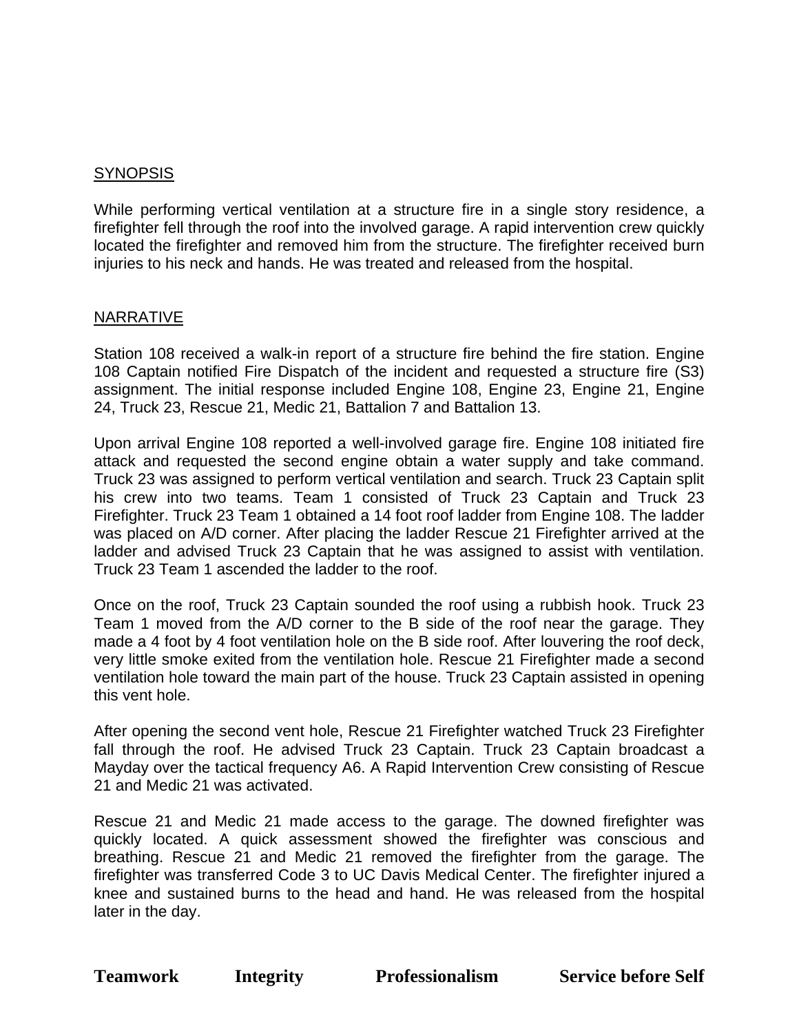## SYNOPSIS

While performing vertical ventilation at a structure fire in a single story residence, a firefighter fell through the roof into the involved garage. A rapid intervention crew quickly located the firefighter and removed him from the structure. The firefighter received burn injuries to his neck and hands. He was treated and released from the hospital.

## NARRATIVE

Station 108 received a walk-in report of a structure fire behind the fire station. Engine 108 Captain notified Fire Dispatch of the incident and requested a structure fire (S3) assignment. The initial response included Engine 108, Engine 23, Engine 21, Engine 24, Truck 23, Rescue 21, Medic 21, Battalion 7 and Battalion 13.

Upon arrival Engine 108 reported a well-involved garage fire. Engine 108 initiated fire attack and requested the second engine obtain a water supply and take command. Truck 23 was assigned to perform vertical ventilation and search. Truck 23 Captain split his crew into two teams. Team 1 consisted of Truck 23 Captain and Truck 23 Firefighter. Truck 23 Team 1 obtained a 14 foot roof ladder from Engine 108. The ladder was placed on A/D corner. After placing the ladder Rescue 21 Firefighter arrived at the ladder and advised Truck 23 Captain that he was assigned to assist with ventilation. Truck 23 Team 1 ascended the ladder to the roof.

Once on the roof, Truck 23 Captain sounded the roof using a rubbish hook. Truck 23 Team 1 moved from the A/D corner to the B side of the roof near the garage. They made a 4 foot by 4 foot ventilation hole on the B side roof. After louvering the roof deck, very little smoke exited from the ventilation hole. Rescue 21 Firefighter made a second ventilation hole toward the main part of the house. Truck 23 Captain assisted in opening this vent hole.

After opening the second vent hole, Rescue 21 Firefighter watched Truck 23 Firefighter fall through the roof. He advised Truck 23 Captain. Truck 23 Captain broadcast a Mayday over the tactical frequency A6. A Rapid Intervention Crew consisting of Rescue 21 and Medic 21 was activated.

Rescue 21 and Medic 21 made access to the garage. The downed firefighter was quickly located. A quick assessment showed the firefighter was conscious and breathing. Rescue 21 and Medic 21 removed the firefighter from the garage. The firefighter was transferred Code 3 to UC Davis Medical Center. The firefighter injured a knee and sustained burns to the head and hand. He was released from the hospital later in the day.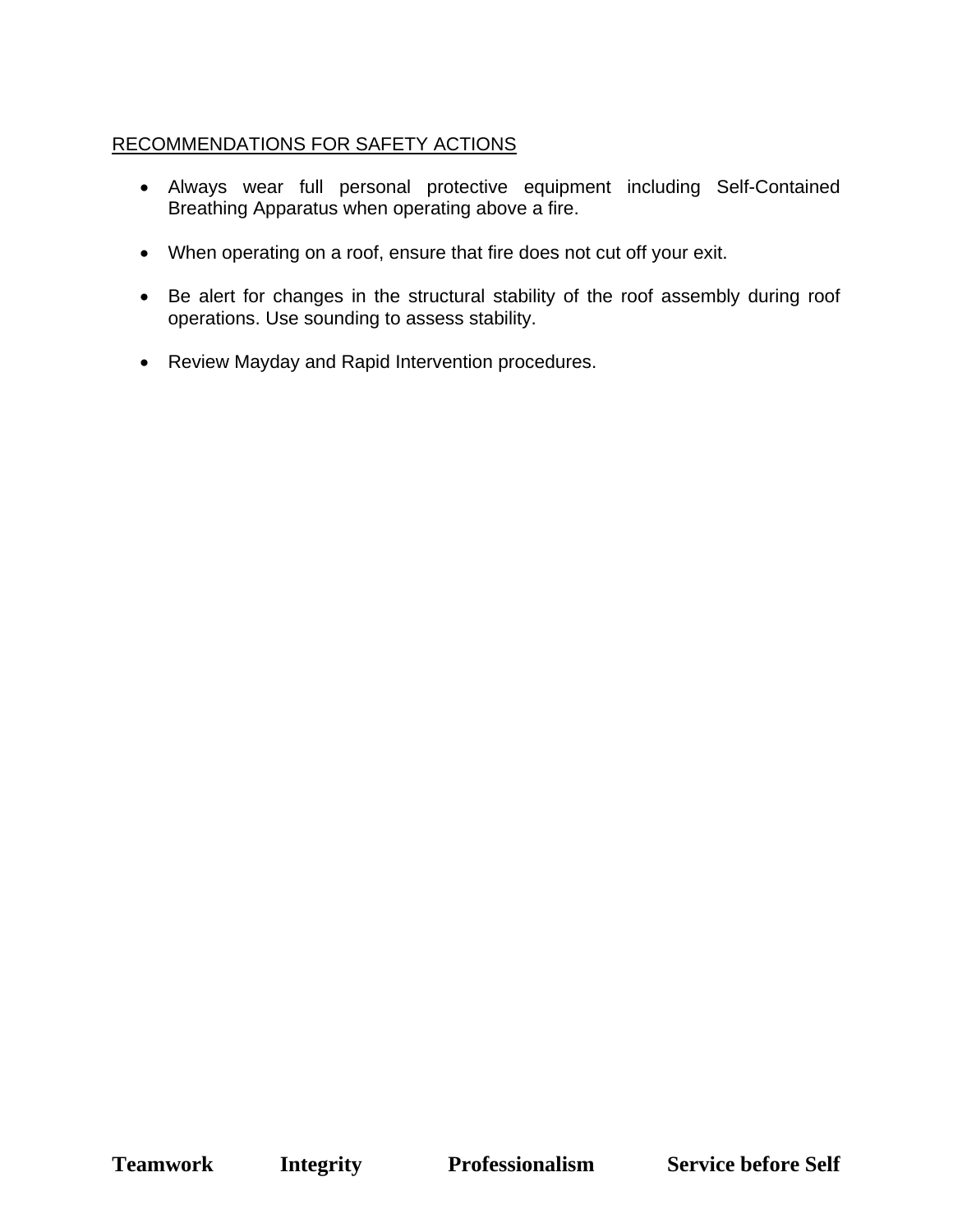RECOMMENDATIONS FOR SAFETY ACTIONS

- Always wear full personal protective equipment including Self-Contained Breathing Apparatus when operating above a fire.

- When operating on a roof, ensure that fire does not cut off your exit.

- Be alert for changes in the structural stability of the roof assembly during roof operations. Use sounding to assess stability.

- Review Mayday and Rapid Intervention procedures.